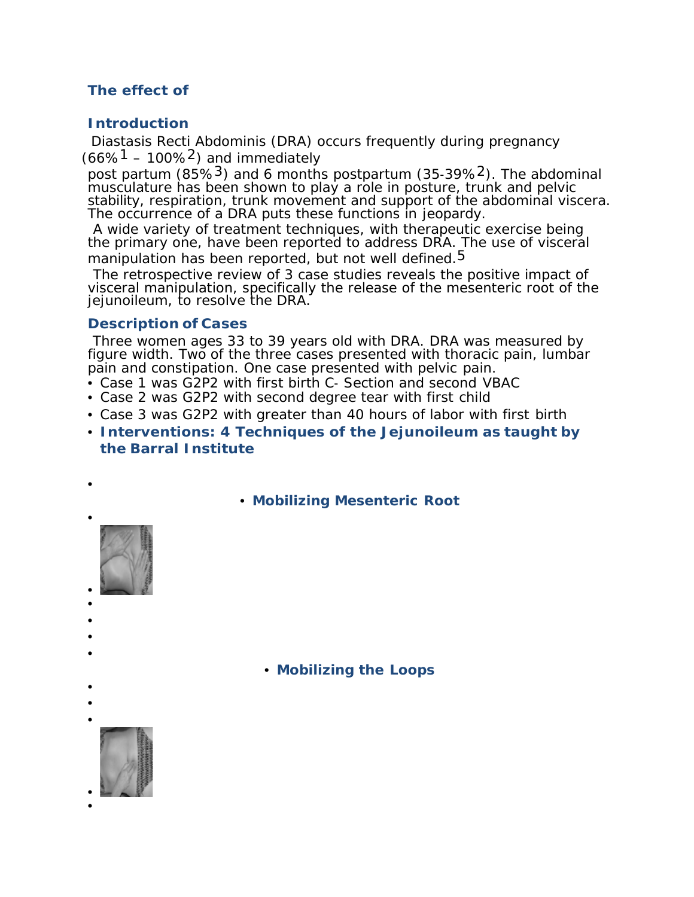## The effect of

## Introduction

Diastasis Recti Abdominis (DRA) occurs frequently during pregnancy (66%[1] – 100%[2]) and immediately post partum (85%[3]) and 6 months postpartum (35-39%[2]). The abdominal musculature has been shown to play a role in posture, trunk and pelvic stability, respiration, trunk movement and support of the abdominal viscera. The occurrence of a DRA puts these functions in jeopardy.

A wide variety of treatment techniques, with therapeutic exercise being the primary one, have been reported to address DRA. The use of visceral manipulation has been reported, but not well defined.[5]

The retrospective review of 3 case studies reveals the positive impact of visceral manipulation, specifically the release of the mesenteric root of the jejunoileum, to resolve the DRA.

## Description of Cases

Three women ages 33 to 39 years old with DRA. DRA was measured by figure width. Two of the three cases presented with thoracic pain, lumbar pain and constipation. One case presented with pelvic pain.

- Case 1 was G2P2 with first birth C- Section and second VBAC
- Case 2 was G2P2 with second degree tear with first child
- Case 3 was G2P2 with greater than 40 hours of labor with first birth
- **Interventions: 4 Techniques of the Jejunoileum as taught by the Barral Institute**

- **Mobilizing Mesenteric Root**

- **Mobilizing the Loops**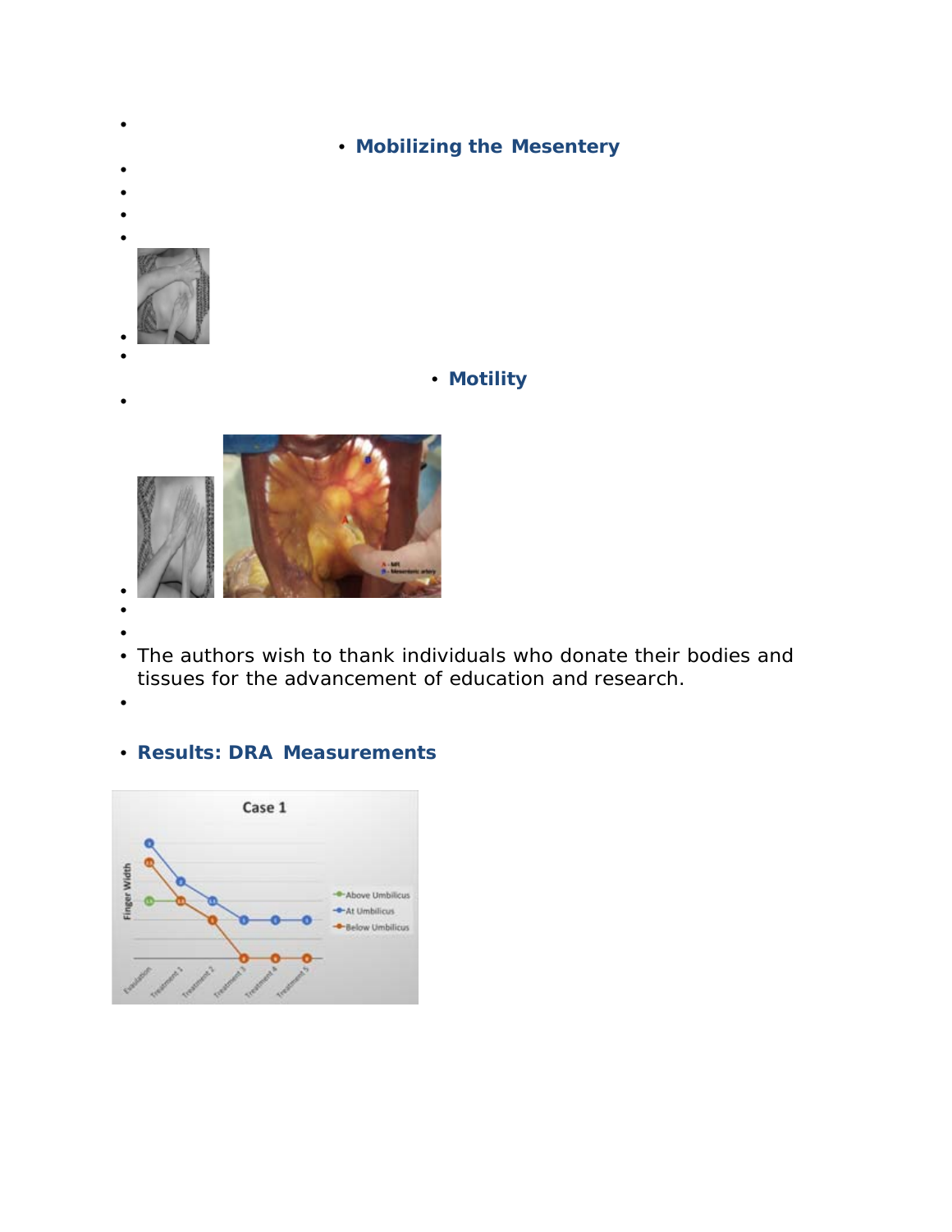## Mobilizing the Mesentery

## Motility

The authors wish to thank individuals who donate their bodies and tissues for the advancement of education and research.

## Results: DRA Measurements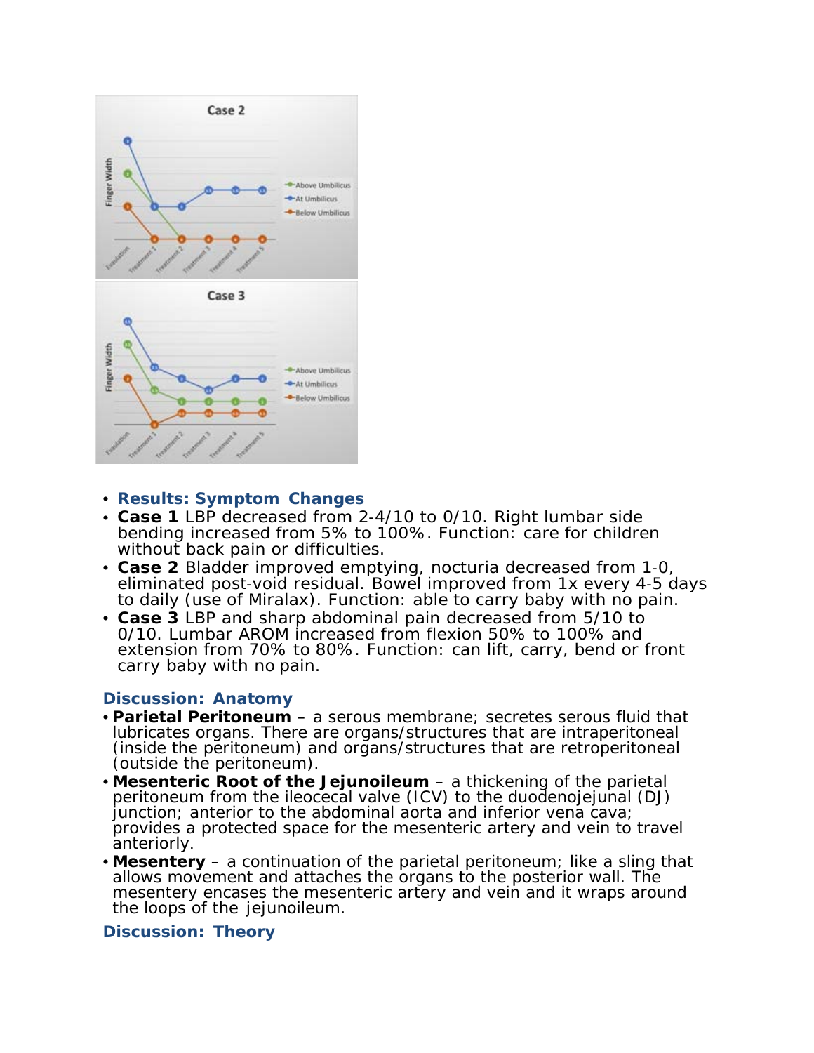- **Results: Symptom Changes**
- **Case 1** LBP decreased from 2-4/10 to 0/10. Right lumbar side bending increased from 5% to 100%. Function: care for children without back pain or difficulties.
- **Case 2** Bladder improved emptying, nocturia decreased from 1-0, eliminated post-void residual. Bowel improved from 1x every 4-5 days to daily (use of Miralax). Function: able to carry baby with no pain.
- **Case 3** LBP and sharp abdominal pain decreased from 5/10 to 0/10. Lumbar AROM increased from flexion 50% to 100% and extension from 70% to 80%. Function: can lift, carry, bend or front carry baby with no pain.

## Discussion: Anatomy

- **Parietal Peritoneum** – a serous membrane; secretes serous fluid that lubricates organs. There are organs/structures that are intraperitoneal (inside the peritoneum) and organs/structures that are retroperitoneal (outside the peritoneum).
- **Mesenteric Root of the Jejunoileum** – a thickening of the parietal peritoneum from the ileocecal valve (ICV) to the duodenojejunal (DJ) junction; anterior to the abdominal aorta and inferior vena cava; provides a protected space for the mesenteric artery and vein to travel anteriorly.
- **Mesentery** – a continuation of the parietal peritoneum; like a sling that allows movement and attaches the organs to the posterior wall. The mesentery encases the mesenteric artery and vein and it wraps around the loops of the jejunoileum.

## Discussion: Theory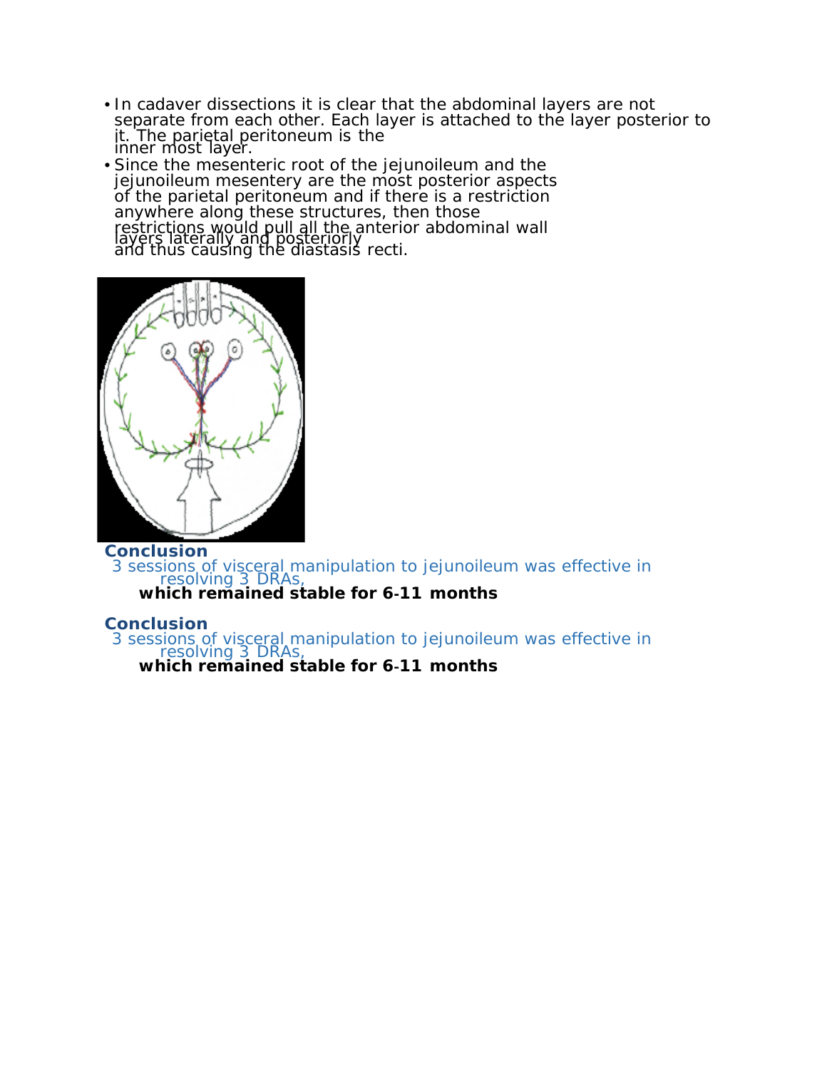- In cadaver dissections it is clear that the abdominal layers are not separate from each other. Each layer is attached to the layer posterior to it. The parietal peritoneum is the inner most layer.
- Since the mesenteric root of the jejunoileum and the jejunoileum mesentery are the most posterior aspects of the parietal peritoneum and if there is a restriction anywhere along these structures, then those restrictions would pull all the anterior abdominal wall layers laterally and posteriorly and thus causing the diastasis recti.

## Conclusion

3 sessions of visceral manipulation to jejunoileum was effective in resolving 3 DRAs,
**which remained stable for 6-11 months**

## Conclusion

3 sessions of visceral manipulation to jejunoileum was effective in resolving 3 DRAs,
**which remained stable for 6-11 months**